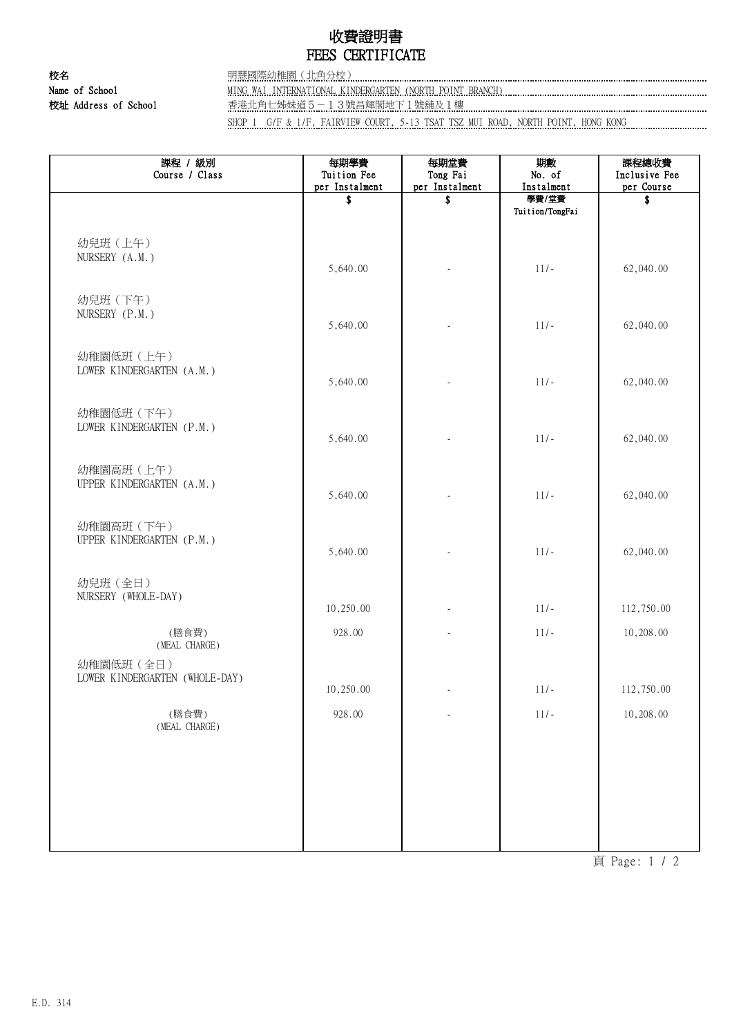# 收費證明書
# FEES CERTIFICATE

**校名**
**Name of School** 明慧國際幼稚園（北角分校）
MING WAI INTERNATIONAL KINDERGARTEN (NORTH POINT BRANCH)

**校址 Address of School** 香港北角七姊妹道５－１３號昌輝閣地下１號舖及１樓
SHOP 1 G/F & 1/F, FAIRVIEW COURT, 5-13 TSAT TSZ MUI ROAD, NORTH POINT, HONG KONG

| 課程 / 級別<br>Course / Class | 每期學費<br>Tuition Fee<br>per Instalment<br>$ | 每期堂費<br>Tong Fai<br>per Instalment<br>$ | 期數<br>No. of<br>Instalment<br>學費/堂費<br>Tuition/TongFai | 課程總收費<br>Inclusive Fee<br>per Course<br>$ |
|---|---|---|---|---|
| 幼兒班（上午）<br>NURSERY (A.M.) | 5,640.00 | - | 11/- | 62,040.00 |
| 幼兒班（下午）<br>NURSERY (P.M.) | 5,640.00 | - | 11/- | 62,040.00 |
| 幼稚園低班（上午）<br>LOWER KINDERGARTEN (A.M.) | 5,640.00 | - | 11/- | 62,040.00 |
| 幼稚園低班（下午）<br>LOWER KINDERGARTEN (P.M.) | 5,640.00 | - | 11/- | 62,040.00 |
| 幼稚園高班（上午）<br>UPPER KINDERGARTEN (A.M.) | 5,640.00 | - | 11/- | 62,040.00 |
| 幼稚園高班（下午）<br>UPPER KINDERGARTEN (P.M.) | 5,640.00 | - | 11/- | 62,040.00 |
| 幼兒班（全日）<br>NURSERY (WHOLE-DAY) | 10,250.00 | - | 11/- | 112,750.00 |
| (膳食費)<br>(MEAL CHARGE) | 928.00 | - | 11/- | 10,208.00 |
| 幼稚園低班（全日）<br>LOWER KINDERGARTEN (WHOLE-DAY) | 10,250.00 | - | 11/- | 112,750.00 |
| (膳食費)<br>(MEAL CHARGE) | 928.00 | - | 11/- | 10,208.00 |

E.D. 314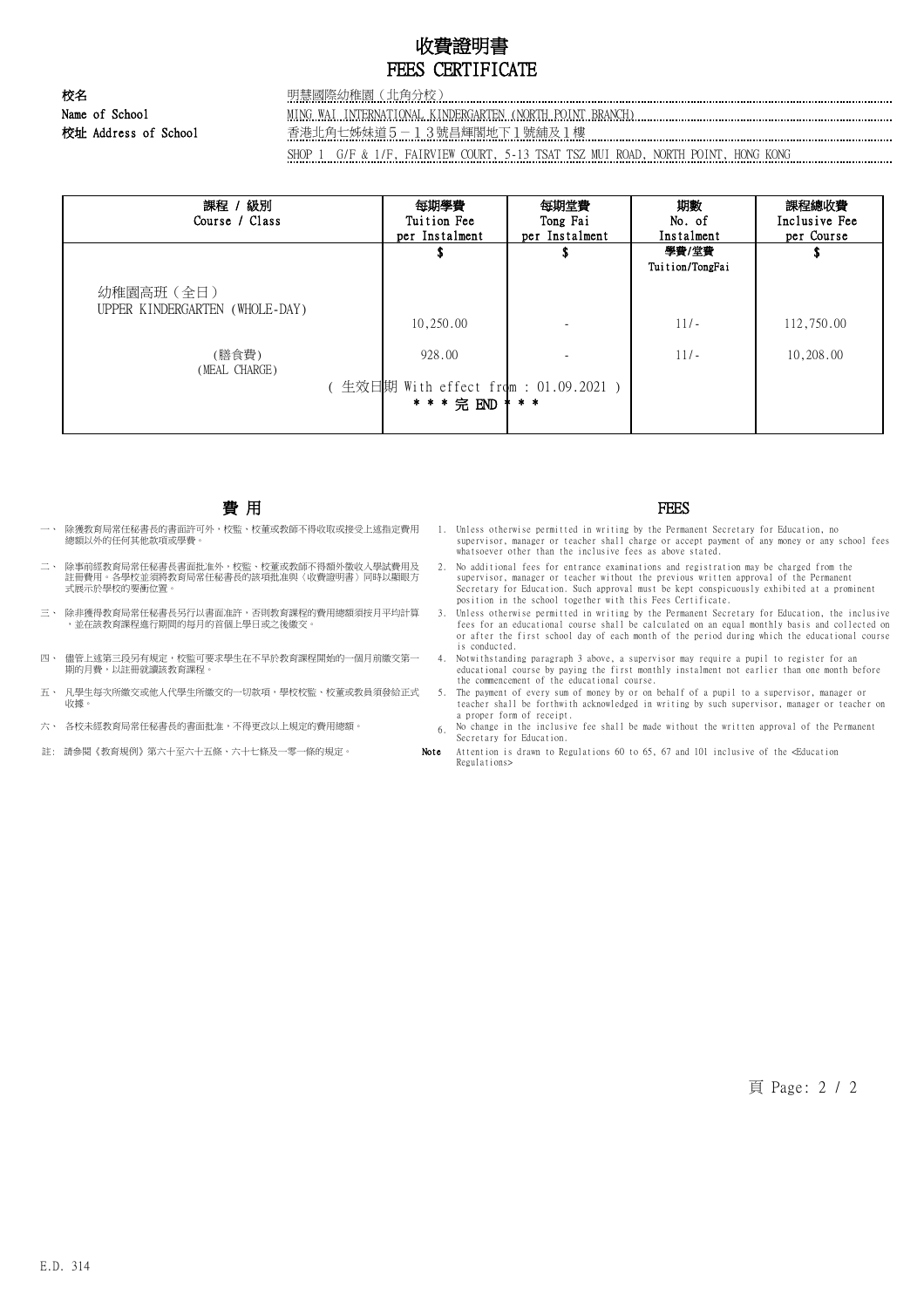# 收費證明書
# FEES CERTIFICATE

**校名** 明慧國際幼稚園（北角分校）

**Name of School** MING WAI INTERNATIONAL KINDERGARTEN (NORTH POINT BRANCH)

**校址 Address of School** 香港北角七姊妹道５－１３號昌輝閣地下１號舖及１樓

SHOP 1 G/F & 1/F, FAIRVIEW COURT, 5-13 TSAT TSZ MUI ROAD, NORTH POINT, HONG KONG

| 課程 / 級別<br>Course / Class | 每期學費<br>Tuition Fee<br>per Instalment | 每期堂費<br>Tong Fai<br>per Instalment | 期數<br>No. of<br>Instalment | 課程總收費<br>Inclusive Fee<br>per Course |
|---|---|---|---|---|
| | $ | $ | 學費/堂費<br>Tuition/TongFai | $ |
| 幼稚園高班（全日）<br>UPPER KINDERGARTEN (WHOLE-DAY) | 10,250.00 | - | 11/- | 112,750.00 |
| (膳食費)<br>(MEAL CHARGE) | 928.00 | - | 11/- | 10,208.00 |
| | ( 生效日期 With effect from : 01.09.2021 )<br>* * * 完 END * * * | | | |

## 費 用

一、 除獲教育局常任秘書長的書面許可外，校監、校董或教師不得收取或接受上述指定費用總額以外的任何其他款項或學費。

二、 除事前經教育局常任秘書長書面批准外，校監、校董或教師不得額外徵收入學試費用及註冊費用。各學校並須將教育局常任秘書長的該項批准與〈收費證明書〉同時以顯眼方式展示於學校的要衝位置。

三、 除非獲得教育局常任秘書長另行以書面准許，否則教育課程的費用總額須按月平均計算，並在該教育課程進行期間的每月的首個上學日或之後徵交。

四、 儘管上述第三段另有規定，校監可要求學生在不早於教育課程開始的一個月前繳交第一期的月費，以註冊就讀該教育課程。

五、 凡學生每次所繳交或他人代學生所繳交的一切款項，學校校監、校董或教員須發給正式收據。

六、 各校未經教育局常任秘書長的書面批准，不得更改以上規定的費用總額。

註: 請參閱《教育規例》第六十至六十五條、六十七條及一零一條的規定。

## FEES

1. Unless otherwise permitted in writing by the Permanent Secretary for Education, no supervisor, manager or teacher shall charge or accept payment of any money or any school fees whatsoever other than the inclusive fees as above stated.
2. No additional fees for entrance examinations and registration may be charged from the supervisor, manager or teacher without the previous written approval of the Permanent Secretary for Education. Such approval must be kept conspicuously exhibited at a prominent position in the school together with this Fees Certificate.
3. Unless otherwise permitted in writing by the Permanent Secretary for Education, the inclusive fees for an educational course shall be calculated on an equal monthly basis and collected on or after the first school day of each month of the period during which the educational course is conducted.
4. Notwithstanding paragraph 3 above, a supervisor may require a pupil to register for an educational course by paying the first monthly instalment not earlier than one month before the commencement of the educational course.
5. The payment of every sum of money by or on behalf of a pupil to a supervisor, manager or teacher shall be forthwith acknowledged in writing by such supervisor, manager or teacher on a proper form of receipt.
6. No change in the inclusive fee shall be made without the written approval of the Permanent Secretary for Education.

**Note** Attention is drawn to Regulations 60 to 65, 67 and 101 inclusive of the <Education Regulations>

E.D. 314